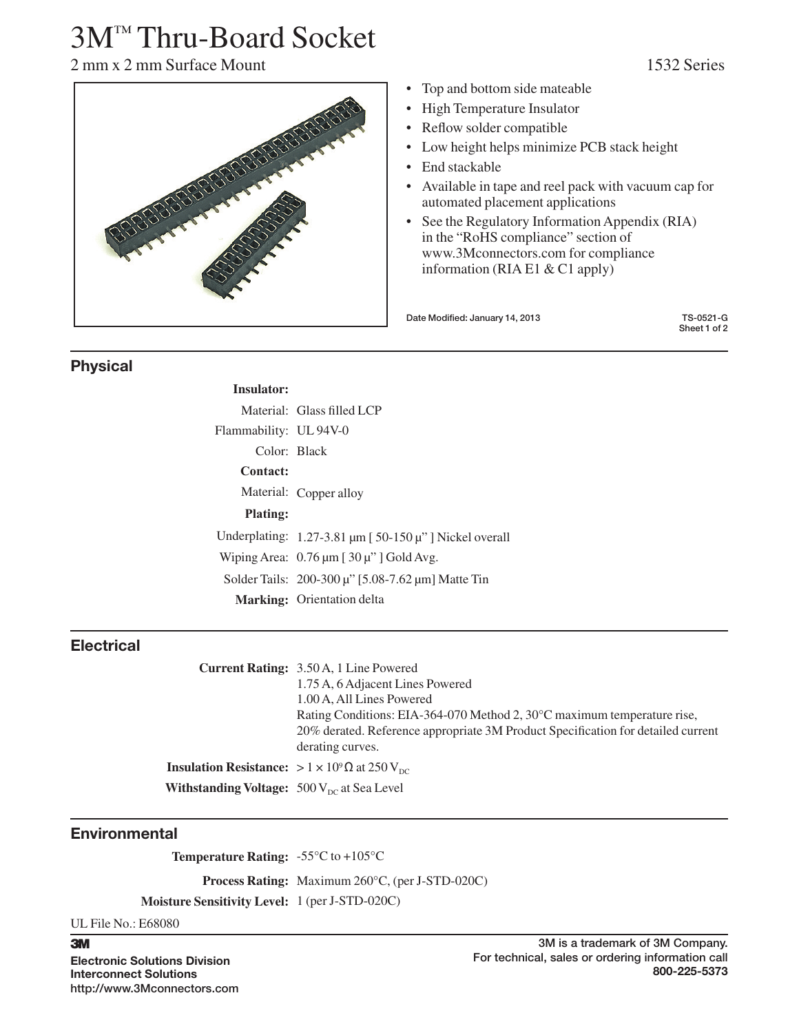# 3M™ Thru-Board Socket

2 mm x 2 mm Surface Mount — 1532 Series

- Top and bottom side mateable
- High Temperature Insulator
- Reflow solder compatible
- Low height helps minimize PCB stack height
- End stackable
- Available in tape and reel pack with vacuum cap for automated placement applications
- See the Regulatory Information Appendix (RIA) in the "RoHS compliance" section of www.3Mconnectors.com for compliance information (RIA E1 & C1 apply)

Date Modified: January 14, 2013

TS-0521-G

## Physical

**Insulator:**

Material: Glass filled LCP

Flammability: UL 94V-0

Color: Black

**Contact:**

Material: Copper alloy

**Plating:**

Underplating: 1.27-3.81 µm [ 50-150 µ" ] Nickel overall

Wiping Area: 0.76 µm [ 30 µ" ] Gold Avg.

Solder Tails: 200-300 µ" [5.08-7.62 µm] Matte Tin

**Marking:** Orientation delta

## Electrical

**Current Rating:** 3.50 A, 1 Line Powered
1.75 A, 6 Adjacent Lines Powered
1.00 A, All Lines Powered
Rating Conditions: EIA-364-070 Method 2, 30°C maximum temperature rise, 20% derated. Reference appropriate 3M Product Specification for detailed current derating curves.

**Insulation Resistance:** $> 1 \times 10^9\ \Omega$ at 250 $V_{DC}$

**Withstanding Voltage:** 500 $V_{DC}$ at Sea Level

## Environmental

**Temperature Rating:** -55°C to +105°C

**Process Rating:** Maximum 260°C, (per J-STD-020C)

**Moisture Sensitivity Level:** 1 (per J-STD-020C)

UL File No.: E68080

**3M**

**Electronic Solutions Division**
**Interconnect Solutions**
**http://www.3Mconnectors.com**

3M is a trademark of 3M Company.
For technical, sales or ordering information call
**800-225-5373**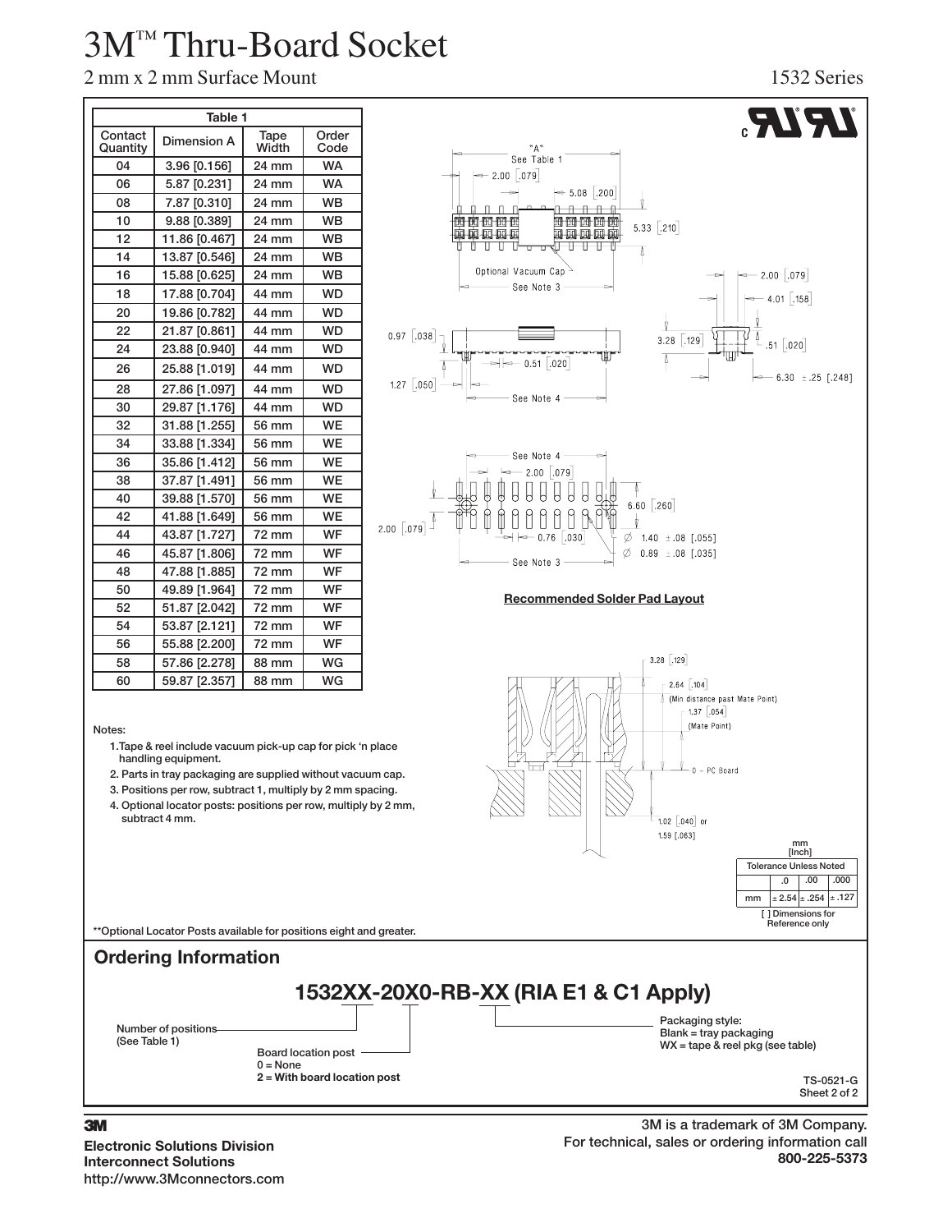# 3M™ Thru-Board Socket

2 mm x 2 mm Surface Mount

1532 Series

**Table 1**

| Contact Quantity | Dimension A | Tape Width | Order Code |
|---|---|---|---|
| 04 | 3.96 [0.156] | 24 mm | WA |
| 06 | 5.87 [0.231] | 24 mm | WA |
| 08 | 7.87 [0.310] | 24 mm | WB |
| 10 | 9.88 [0.389] | 24 mm | WB |
| 12 | 11.86 [0.467] | 24 mm | WB |
| 14 | 13.87 [0.546] | 24 mm | WB |
| 16 | 15.88 [0.625] | 24 mm | WB |
| 18 | 17.88 [0.704] | 44 mm | WD |
| 20 | 19.86 [0.782] | 44 mm | WD |
| 22 | 21.87 [0.861] | 44 mm | WD |
| 24 | 23.88 [0.940] | 44 mm | WD |
| 26 | 25.88 [1.019] | 44 mm | WD |
| 28 | 27.86 [1.097] | 44 mm | WD |
| 30 | 29.87 [1.176] | 44 mm | WD |
| 32 | 31.88 [1.255] | 56 mm | WE |
| 34 | 33.88 [1.334] | 56 mm | WE |
| 36 | 35.86 [1.412] | 56 mm | WE |
| 38 | 37.87 [1.491] | 56 mm | WE |
| 40 | 39.88 [1.570] | 56 mm | WE |
| 42 | 41.88 [1.649] | 56 mm | WE |
| 44 | 43.87 [1.727] | 72 mm | WF |
| 46 | 45.87 [1.806] | 72 mm | WF |
| 48 | 47.88 [1.885] | 72 mm | WF |
| 50 | 49.89 [1.964] | 72 mm | WF |
| 52 | 51.87 [2.042] | 72 mm | WF |
| 54 | 53.87 [2.121] | 72 mm | WF |
| 56 | 55.88 [2.200] | 72 mm | WF |
| 58 | 57.86 [2.278] | 88 mm | WG |
| 60 | 59.87 [2.357] | 88 mm | WG |

"A" See Table 1
2.00 [.079]
5.08 [.200]
5.33 [.210]
Optional Vacuum Cap
See Note 3
2.00 [.079]
4.01 [.158]
0.97 [.038]
3.28 [.129]
.51 [.020]
0.51 [.020]
1.27 [.050]
6.30 ±.25 [.248]
See Note 4

See Note 4
2.00 [.079]
6.60 [.260]
2.00 [.079]
0.76 [.030]
Ø 1.40 ±.08 [.055]
Ø 0.89 ±.08 [.035]
See Note 3

**Recommended Solder Pad Layout**

3.28 [.129]
2.64 [.104] (Min distance past Mate Point)
1.37 [.054] (Mate Point)
0 – PC Board
1.02 [.040] or 1.59 [.063]

mm [Inch]

| Tolerance Unless Noted | | | |
|---|---|---|---|
| | .0 | .00 | .000 |
| mm | ± 2.54 | ± .254 | ± .127 |

[ ] Dimensions for Reference only

Notes:

1. Tape & reel include vacuum pick-up cap for pick 'n place handling equipment.
2. Parts in tray packaging are supplied without vacuum cap.
3. Positions per row, subtract 1, multiply by 2 mm spacing.
4. Optional locator posts: positions per row, multiply by 2 mm, subtract 4 mm.

**Optional Locator Posts available for positions eight and greater.

## Ordering Information

**1532XX-20X0-RB-XX (RIA E1 & C1 Apply)**

Number of positions (See Table 1)

Board location post
0 = None
**2 = With board location post**

Packaging style:
Blank = tray packaging
WX = tape & reel pkg (see table)

TS-0521-G
Sheet 2 of 2

**3M**

**Electronic Solutions Division**
**Interconnect Solutions**
http://www.3Mconnectors.com

3M is a trademark of 3M Company.
For technical, sales or ordering information call
**800-225-5373**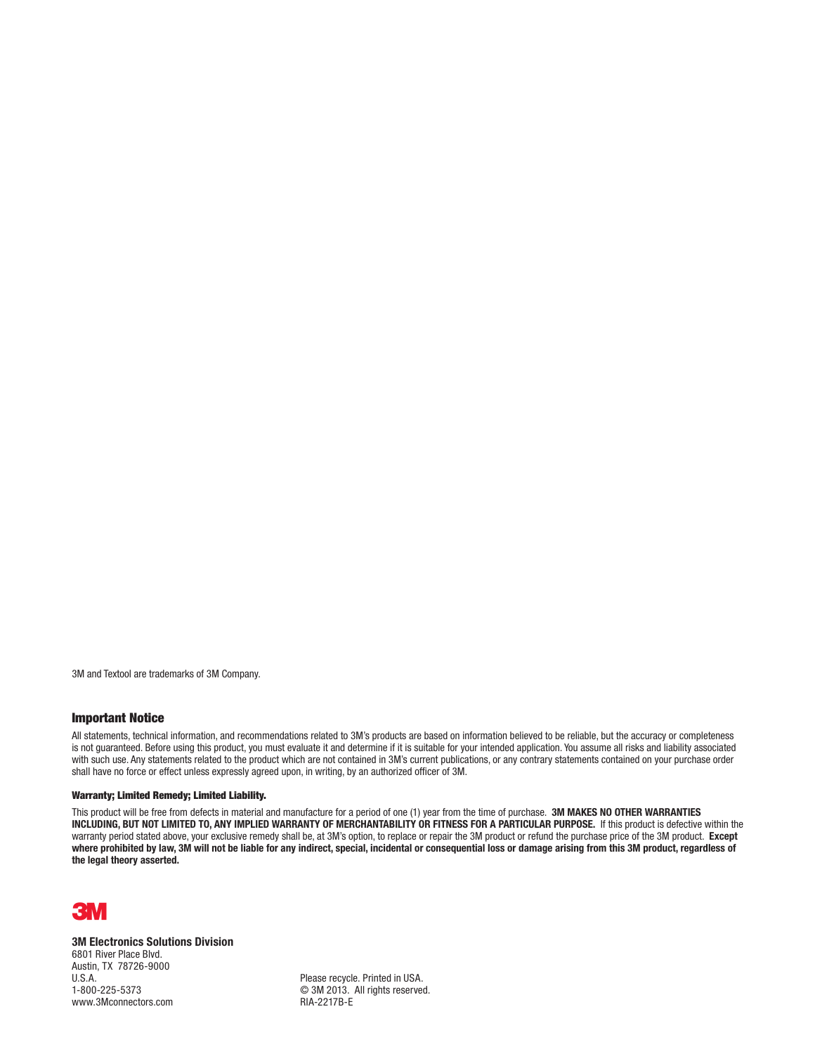3M and Textool are trademarks of 3M Company.

## Important Notice

All statements, technical information, and recommendations related to 3M's products are based on information believed to be reliable, but the accuracy or completeness is not guaranteed. Before using this product, you must evaluate it and determine if it is suitable for your intended application. You assume all risks and liability associated with such use. Any statements related to the product which are not contained in 3M's current publications, or any contrary statements contained on your purchase order shall have no force or effect unless expressly agreed upon, in writing, by an authorized officer of 3M.

### Warranty; Limited Remedy; Limited Liability.

This product will be free from defects in material and manufacture for a period of one (1) year from the time of purchase. **3M MAKES NO OTHER WARRANTIES INCLUDING, BUT NOT LIMITED TO, ANY IMPLIED WARRANTY OF MERCHANTABILITY OR FITNESS FOR A PARTICULAR PURPOSE.** If this product is defective within the warranty period stated above, your exclusive remedy shall be, at 3M's option, to replace or repair the 3M product or refund the purchase price of the 3M product. **Except where prohibited by law, 3M will not be liable for any indirect, special, incidental or consequential loss or damage arising from this 3M product, regardless of the legal theory asserted.**

3M

**3M Electronics Solutions Division**
6801 River Place Blvd.
Austin, TX 78726-9000
U.S.A.
1-800-225-5373
www.3Mconnectors.com

Please recycle. Printed in USA.
© 3M 2013. All rights reserved.
RIA-2217B-E